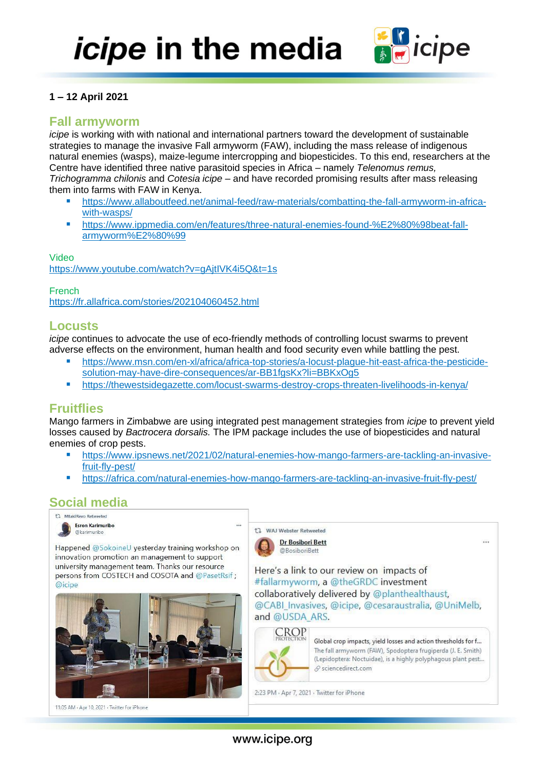# *icipe* in the media

**1 – 12 April 2021**

## Fall armyworm

*icipe* is working with national and international partners toward the development of sustainable strategies to manage the invasive Fall armyworm (FAW), including the mass release of indigenous natural enemies (wasps), maize-legume intercropping and biopesticides. To this end, researchers at the Centre have identified three native parasitoid species in Africa – namely *Telenomus remus, Trichogramma chilonis* and *Cotesia icipe* – and have recorded promising results after mass releasing them into farms with FAW in Kenya.

- https://www.allaboutfeed.net/animal-feed/raw-materials/combatting-the-fall-armyworm-in-africa-with-wasps/
- https://www.ippmedia.com/en/features/three-natural-enemies-found-%E2%80%98beat-fall-armyworm%E2%80%99

Video
https://www.youtube.com/watch?v=gAjtIVK4i5Q&t=1s

French
https://fr.allafrica.com/stories/202104060452.html

## Locusts

*icipe* continues to advocate the use of eco-friendly methods of controlling locust swarms to prevent adverse effects on the environment, human health and food security even while battling the pest.

- https://www.msn.com/en-xl/africa/africa-top-stories/a-locust-plague-hit-east-africa-the-pesticide-solution-may-have-dire-consequences/ar-BB1fgsKx?li=BBKxOg5
- https://thewestsidegazette.com/locust-swarms-destroy-crops-threaten-livelihoods-in-kenya/

## Fruitflies

Mango farmers in Zimbabwe are using integrated pest management strategies from *icipe* to prevent yield losses caused by *Bactrocera dorsalis.* The IPM package includes the use of biopesticides and natural enemies of crop pests.

- https://www.ipsnews.net/2021/02/natural-enemies-how-mango-farmers-are-tackling-an-invasive-fruit-fly-pest/
- https://africa.com/natural-enemies-how-mango-farmers-are-tackling-an-invasive-fruit-fly-pest/

## Social media

MtakiRevo Retweeted
**Esron Karimuribo** @karimuribo

Happened @SokoineU yesterday training workshop on innovation promotion an management to support university management team. Thanks our resource persons from COSTECH and COSOTA and @PasetRsif ; @icipe

11:05 AM · Apr 10, 2021 · Twitter for iPhone

WAJ Webster Retweeted
**Dr Bosibori Bett** @BosiboriBett

Here's a link to our review on impacts of #fallarmyworm, a @theGRDC investment collaboratively delivered by @planthealthaust, @CABI_Invasives, @icipe, @cesaraustralia, @UniMelb, and @USDA_ARS.

Global crop impacts, yield losses and action thresholds for f...
The fall armyworm (FAW), Spodoptera frugiperda (J. E. Smith) (Lepidoptera: Noctuidae), is a highly polyphagous plant pest...
sciencedirect.com

2:23 PM · Apr 7, 2021 · Twitter for iPhone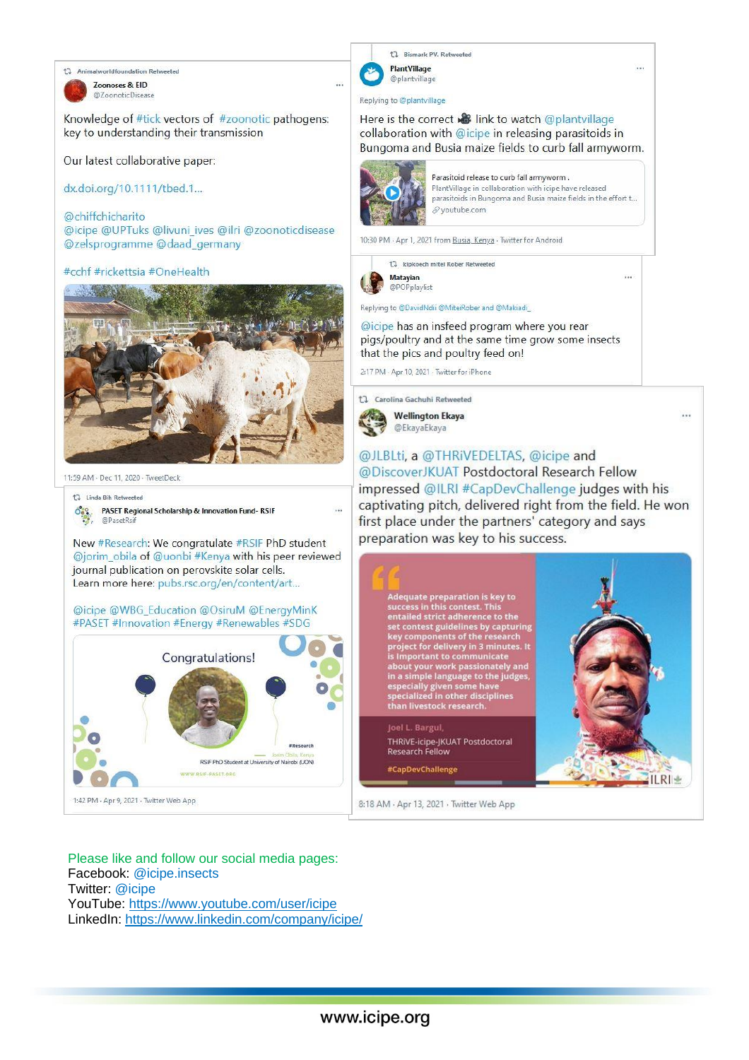Animalworldfoundation Retweeted

**Zoonoses & EID**
@ZoonoticDisease

Knowledge of #tick vectors of #zoonotic pathogens: key to understanding their transmission

Our latest collaborative paper:

dx.doi.org/10.1111/tbed.1...

@chiffchicharito
@icipe @UPTuks @livuni_ives @ilri @zoonoticdisease @zelsprogramme @daad_germany

#cchf #rickettsia #OneHealth

11:59 AM · Dec 11, 2020 · TweetDeck

---

Linda Bih Retweeted

**PASET Regional Scholarship & Innovation Fund- RSIF**
@PasetRsif

New #Research: We congratulate #RSIF PhD student @jorim_obila of @uonbi #Kenya with his peer reviewed journal publication on perovskite solar cells.
Learn more here: pubs.rsc.org/en/content/art...

@icipe @WBG_Education @OsiruM @EnergyMinK #PASET #Innovation #Energy #Renewables #SDG

Congratulations!

#Research
Jorim Obila, Kenya
RSIF PhD Student at University of Nairobi (UON)
www.rsif-paset.org

1:42 PM · Apr 9, 2021 · Twitter Web App

---

Bismark PV. Retweeted

**PlantVillage**
@plantvillage

Replying to @plantvillage

Here is the correct 🎥 link to watch @plantvillage collaboration with @icipe in releasing parasitoids in Bungoma and Busia maize fields to curb fall armyworm.

Parasitoid release to curb fall armyworm.
PlantVillage in collaboration with icipe have released parasitoids in Bungoma and Busia maize fields in the effort t...
youtube.com

10:30 PM · Apr 1, 2021 from Busia, Kenya · Twitter for Android

---

Kipkoech mitei Rober Retweeted

**Matayian**
@POPplaylist

Replying to @DavidNdii @MiteiRober and @Makiadi_

@icipe has an insfeed program where you rear pigs/poultry and at the same time grow some insects that the pics and poultry feed on!

2:17 PM · Apr 10, 2021 · Twitter for iPhone

---

Carolina Gachuhi Retweeted

**Wellington Ekaya**
@EkayaEkaya

@JLBLti, a @THRiVEDELTAS, @icipe and @DiscoverJKUAT Postdoctoral Research Fellow impressed @ILRI #CapDevChallenge judges with his captivating pitch, delivered right from the field. He won first place under the partners' category and says preparation was key to his success.

"Adequate preparation is key to success in this contest. This entailed strict adherence to the set contest guidelines by capturing key components of the research project for delivery in 3 minutes. It is important to communicate about your work passionately and in a simple language to the judges, especially given some have specialized in other disciplines than livestock research.

Joel L. Bargul,
THRiVE-icipe-JKUAT Postdoctoral Research Fellow

#CapDevChallenge

ILRI

8:18 AM · Apr 13, 2021 · Twitter Web App

---

Please like and follow our social media pages:
Facebook: @icipe.insects
Twitter: @icipe
YouTube: https://www.youtube.com/user/icipe
LinkedIn: https://www.linkedin.com/company/icipe/

www.icipe.org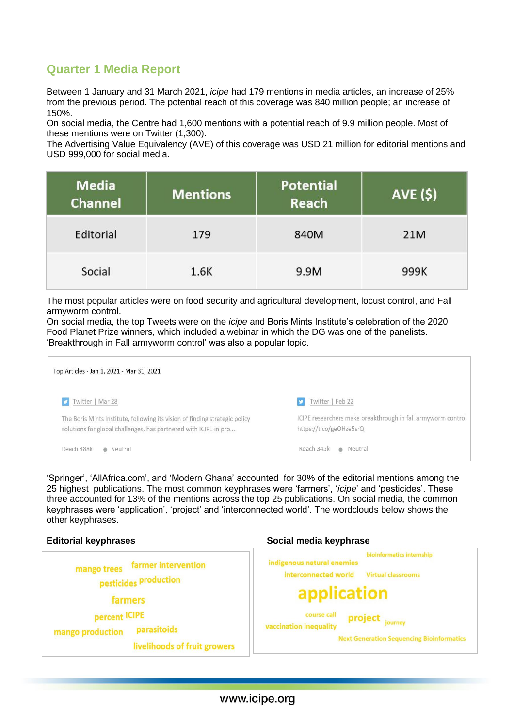## Quarter 1 Media Report

Between 1 January and 31 March 2021, *icipe* had 179 mentions in media articles, an increase of 25% from the previous period. The potential reach of this coverage was 840 million people; an increase of 150%.
On social media, the Centre had 1,600 mentions with a potential reach of 9.9 million people. Most of these mentions were on Twitter (1,300).
The Advertising Value Equivalency (AVE) of this coverage was USD 21 million for editorial mentions and USD 999,000 for social media.

| Media Channel | Mentions | Potential Reach | AVE ($) |
|---|---|---|---|
| Editorial | 179 | 840M | 21M |
| Social | 1.6K | 9.9M | 999K |

The most popular articles were on food security and agricultural development, locust control, and Fall armyworm control.
On social media, the top Tweets were on the *icipe* and Boris Mints Institute's celebration of the 2020 Food Planet Prize winners, which included a webinar in which the DG was one of the panelists. 'Breakthrough in Fall armyworm control' was also a popular topic.

Top Articles - Jan 1, 2021 - Mar 31, 2021

Twitter | Mar 28
The Boris Mints Institute, following its vision of finding strategic policy solutions for global challenges, has partnered with ICIPE in pro...
Reach 488k · Neutral

Twitter | Feb 22
ICIPE researchers make breakthrough in fall armyworm control https://t.co/geOHze5srQ
Reach 345k · Neutral

'Springer', 'AllAfrica.com', and 'Modern Ghana' accounted for 30% of the editorial mentions among the 25 highest publications. The most common keyphrases were 'farmers', '*icipe*' and 'pesticides'. These three accounted for 13% of the mentions across the top 25 publications. On social media, the common keyphrases were 'application', 'project' and 'interconnected world'. The wordclouds below shows the other keyphrases.

**Editorial keyphrases**

mango trees, farmer intervention, pesticides, production, farmers, percent, ICIPE, mango production, parasitoids, livelihoods of fruit growers

**Social media keyphrase**

bioinformatics internship, indigenous natural enemies, interconnected world, Virtual classrooms, application, course call, project, journey, vaccination inequality, Next Generation Sequencing Bioinformatics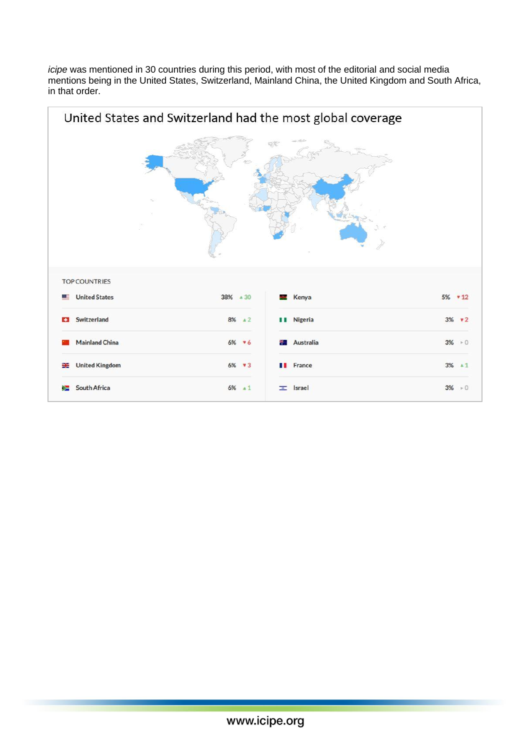*icipe* was mentioned in 30 countries during this period, with most of the editorial and social media mentions being in the United States, Switzerland, Mainland China, the United Kingdom and South Africa, in that order.

United States and Switzerland had the most global coverage

TOP COUNTRIES

| | | | | | |
|---|---|---|---|---|---|
| United States | 38% | ▲30 | Kenya | 5% | ▼12 |
| Switzerland | 8% | ▲2 | Nigeria | 3% | ▼2 |
| Mainland China | 6% | ▼6 | Australia | 3% | ▸0 |
| United Kingdom | 6% | ▼3 | France | 3% | ▲1 |
| South Africa | 6% | ▲1 | Israel | 3% | ▸0 |

www.icipe.org